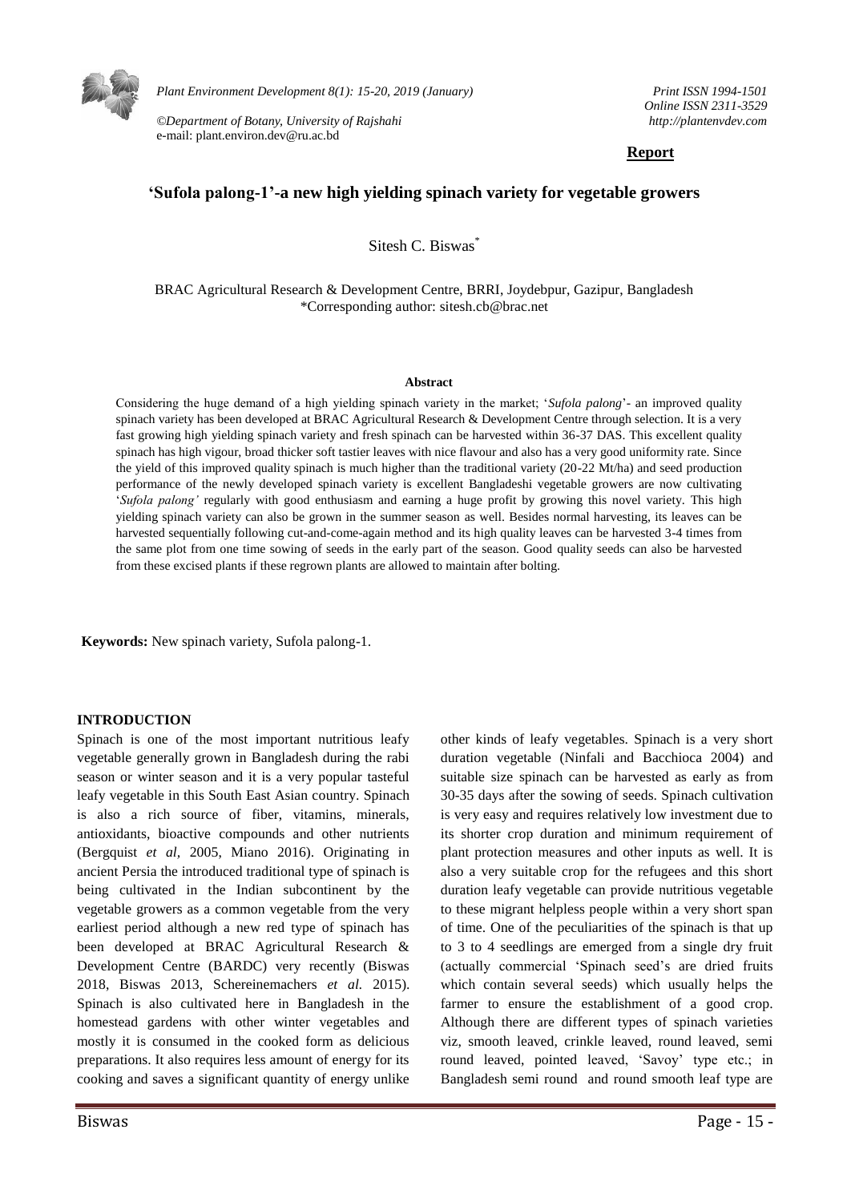**Report**

# 'Sufola palong-1'-a new high yielding spinach variety for vegetable growers

Sitesh C. Biswas*

BRAC Agricultural Research & Development Centre, BRRI, Joydebpur, Gazipur, Bangladesh
*Corresponding author: sitesh.cb@brac.net

**Abstract**

Considering the huge demand of a high yielding spinach variety in the market; '*Sufola palong*'- an improved quality spinach variety has been developed at BRAC Agricultural Research & Development Centre through selection. It is a very fast growing high yielding spinach variety and fresh spinach can be harvested within 36-37 DAS. This excellent quality spinach has high vigour, broad thicker soft tastier leaves with nice flavour and also has a very good uniformity rate. Since the yield of this improved quality spinach is much higher than the traditional variety (20-22 Mt/ha) and seed production performance of the newly developed spinach variety is excellent Bangladeshi vegetable growers are now cultivating '*Sufola palong'* regularly with good enthusiasm and earning a huge profit by growing this novel variety. This high yielding spinach variety can also be grown in the summer season as well. Besides normal harvesting, its leaves can be harvested sequentially following cut-and-come-again method and its high quality leaves can be harvested 3-4 times from the same plot from one time sowing of seeds in the early part of the season. Good quality seeds can also be harvested from these excised plants if these regrown plants are allowed to maintain after bolting.

**Keywords:** New spinach variety, Sufola palong-1.

## INTRODUCTION

Spinach is one of the most important nutritious leafy vegetable generally grown in Bangladesh during the rabi season or winter season and it is a very popular tasteful leafy vegetable in this South East Asian country. Spinach is also a rich source of fiber, vitamins, minerals, antioxidants, bioactive compounds and other nutrients (Bergquist *et al*, 2005, Miano 2016). Originating in ancient Persia the introduced traditional type of spinach is being cultivated in the Indian subcontinent by the vegetable growers as a common vegetable from the very earliest period although a new red type of spinach has been developed at BRAC Agricultural Research & Development Centre (BARDC) very recently (Biswas 2018, Biswas 2013, Schereinemachers *et al.* 2015). Spinach is also cultivated here in Bangladesh in the homestead gardens with other winter vegetables and mostly it is consumed in the cooked form as delicious preparations. It also requires less amount of energy for its cooking and saves a significant quantity of energy unlike other kinds of leafy vegetables. Spinach is a very short duration vegetable (Ninfali and Bacchioca 2004) and suitable size spinach can be harvested as early as from 30-35 days after the sowing of seeds. Spinach cultivation is very easy and requires relatively low investment due to its shorter crop duration and minimum requirement of plant protection measures and other inputs as well. It is also a very suitable crop for the refugees and this short duration leafy vegetable can provide nutritious vegetable to these migrant helpless people within a very short span of time. One of the peculiarities of the spinach is that up to 3 to 4 seedlings are emerged from a single dry fruit (actually commercial 'Spinach seed's are dried fruits which contain several seeds) which usually helps the farmer to ensure the establishment of a good crop. Although there are different types of spinach varieties viz, smooth leaved, crinkle leaved, round leaved, semi round leaved, pointed leaved, 'Savoy' type etc.; in Bangladesh semi round and round smooth leaf type are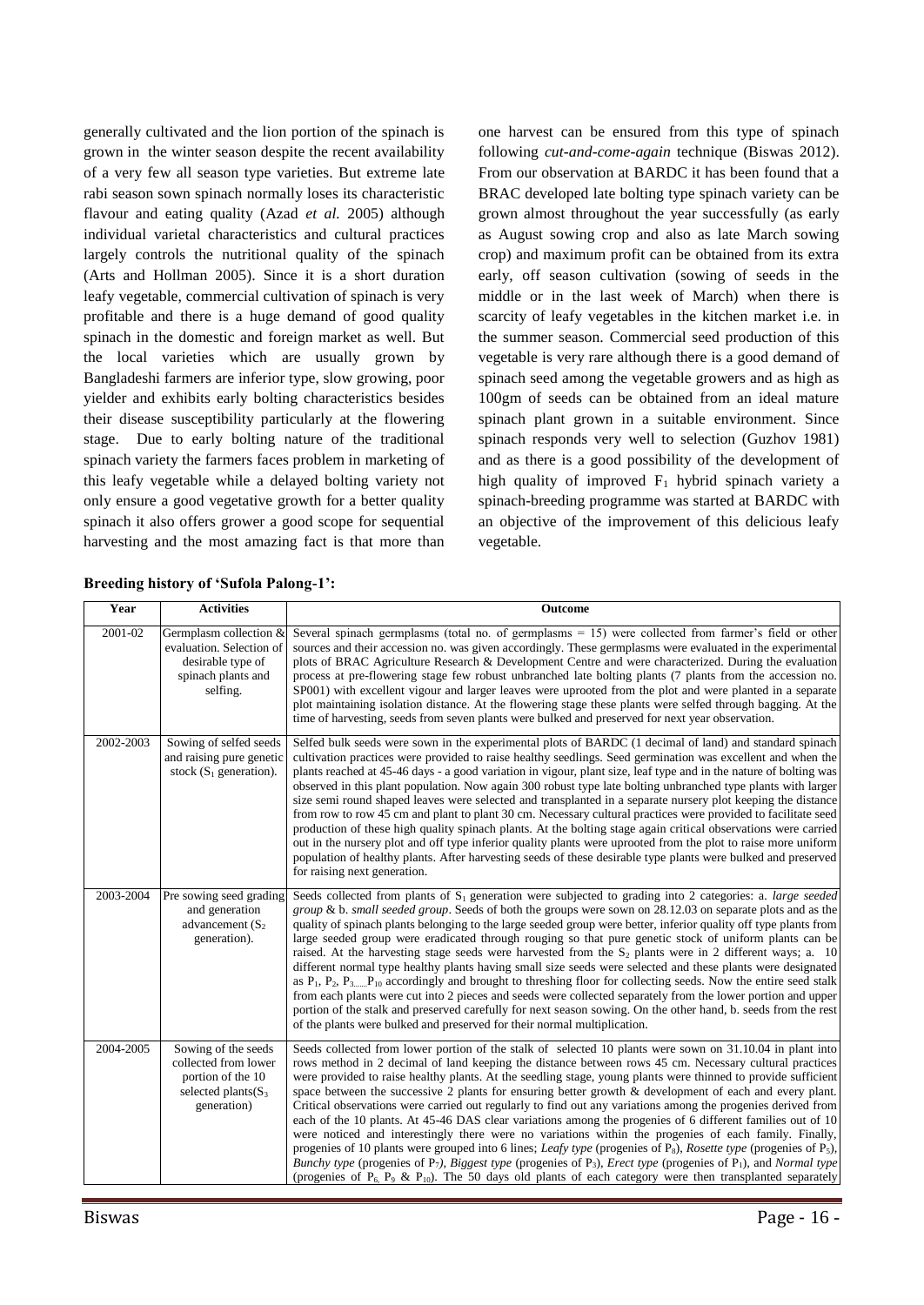generally cultivated and the lion portion of the spinach is grown in the winter season despite the recent availability of a very few all season type varieties. But extreme late rabi season sown spinach normally loses its characteristic flavour and eating quality (Azad *et al.* 2005) although individual varietal characteristics and cultural practices largely controls the nutritional quality of the spinach (Arts and Hollman 2005). Since it is a short duration leafy vegetable, commercial cultivation of spinach is very profitable and there is a huge demand of good quality spinach in the domestic and foreign market as well. But the local varieties which are usually grown by Bangladeshi farmers are inferior type, slow growing, poor yielder and exhibits early bolting characteristics besides their disease susceptibility particularly at the flowering stage. Due to early bolting nature of the traditional spinach variety the farmers faces problem in marketing of this leafy vegetable while a delayed bolting variety not only ensure a good vegetative growth for a better quality spinach it also offers grower a good scope for sequential harvesting and the most amazing fact is that more than one harvest can be ensured from this type of spinach following *cut-and-come-again* technique (Biswas 2012). From our observation at BARDC it has been found that a BRAC developed late bolting type spinach variety can be grown almost throughout the year successfully (as early as August sowing crop and also as late March sowing crop) and maximum profit can be obtained from its extra early, off season cultivation (sowing of seeds in the middle or in the last week of March) when there is scarcity of leafy vegetables in the kitchen market i.e. in the summer season. Commercial seed production of this vegetable is very rare although there is a good demand of spinach seed among the vegetable growers and as high as 100gm of seeds can be obtained from an ideal mature spinach plant grown in a suitable environment. Since spinach responds very well to selection (Guzhov 1981) and as there is a good possibility of the development of high quality of improved $F_1$ hybrid spinach variety a spinach-breeding programme was started at BARDC with an objective of the improvement of this delicious leafy vegetable.

**Breeding history of 'Sufola Palong-1':**

| Year | Activities | Outcome |
|---|---|---|
| 2001-02 | Germplasm collection & evaluation. Selection of desirable type of spinach plants and selfing. | Several spinach germplasms (total no. of germplasms = 15) were collected from farmer's field or other sources and their accession no. was given accordingly. These germplasms were evaluated in the experimental plots of BRAC Agriculture Research & Development Centre and were characterized. During the evaluation process at pre-flowering stage few robust unbranched late bolting plants (7 plants from the accession no. SP001) with excellent vigour and larger leaves were uprooted from the plot and were planted in a separate plot maintaining isolation distance. At the flowering stage these plants were selfed through bagging. At the time of harvesting, seeds from seven plants were bulked and preserved for next year observation. |
| 2002-2003 | Sowing of selfed seeds and raising pure genetic stock ($S_1$ generation). | Selfed bulk seeds were sown in the experimental plots of BARDC (1 decimal of land) and standard spinach cultivation practices were provided to raise healthy seedlings. Seed germination was excellent and when the plants reached at 45-46 days - a good variation in vigour, plant size, leaf type and in the nature of bolting was observed in this plant population. Now again 300 robust type late bolting unbranched type plants with larger size semi round shaped leaves were selected and transplanted in a separate nursery plot keeping the distance from row to row 45 cm and plant to plant 30 cm. Necessary cultural practices were provided to facilitate seed production of these high quality spinach plants. At the bolting stage again critical observations were carried out in the nursery plot and off type inferior quality plants were uprooted from the plot to raise more uniform population of healthy plants. After harvesting seeds of these desirable type plants were bulked and preserved for raising next generation. |
| 2003-2004 | Pre sowing seed grading and generation advancement ($S_2$ generation). | Seeds collected from plants of $S_1$ generation were subjected to grading into 2 categories: a. *large seeded group* & b. *small seeded group*. Seeds of both the groups were sown on 28.12.03 on separate plots and as the quality of spinach plants belonging to the large seeded group were better, inferior quality off type plants from large seeded group were eradicated through rouging so that pure genetic stock of uniform plants can be raised. At the harvesting stage seeds were harvested from the $S_2$ plants were in 2 different ways; a. 10 different normal type healthy plants having small size seeds were selected and these plants were designated as $P_1$, $P_2$, $P_3$.....$P_{10}$ accordingly and brought to threshing floor for collecting seeds. Now the entire seed stalk from each plants were cut into 2 pieces and seeds were collected separately from the lower portion and upper portion of the stalk and preserved carefully for next season sowing. On the other hand, b. seeds from the rest of the plants were bulked and preserved for their normal multiplication. |
| 2004-2005 | Sowing of the seeds collected from lower portion of the 10 selected plants($S_3$ generation) | Seeds collected from lower portion of the stalk of selected 10 plants were sown on 31.10.04 in plant into rows method in 2 decimal of land keeping the distance between rows 45 cm. Necessary cultural practices were provided to raise healthy plants. At the seedling stage, young plants were thinned to provide sufficient space between the successive 2 plants for ensuring better growth & development of each and every plant. Critical observations were carried out regularly to find out any variations among the progenies derived from each of the 10 plants. At 45-46 DAS clear variations among the progenies of 6 different families out of 10 were noticed and interestingly there were no variations within the progenies of each family. Finally, progenies of 10 plants were grouped into 6 lines; *Leafy type* (progenies of $P_8$), *Rosette type* (progenies of $P_5$), *Bunchy type* (progenies of $P_7$), *Biggest type* (progenies of $P_3$), *Erect type* (progenies of $P_1$), and *Normal type* (progenies of $P_6$, $P_9$ & $P_{10}$). The 50 days old plants of each category were then transplanted separately |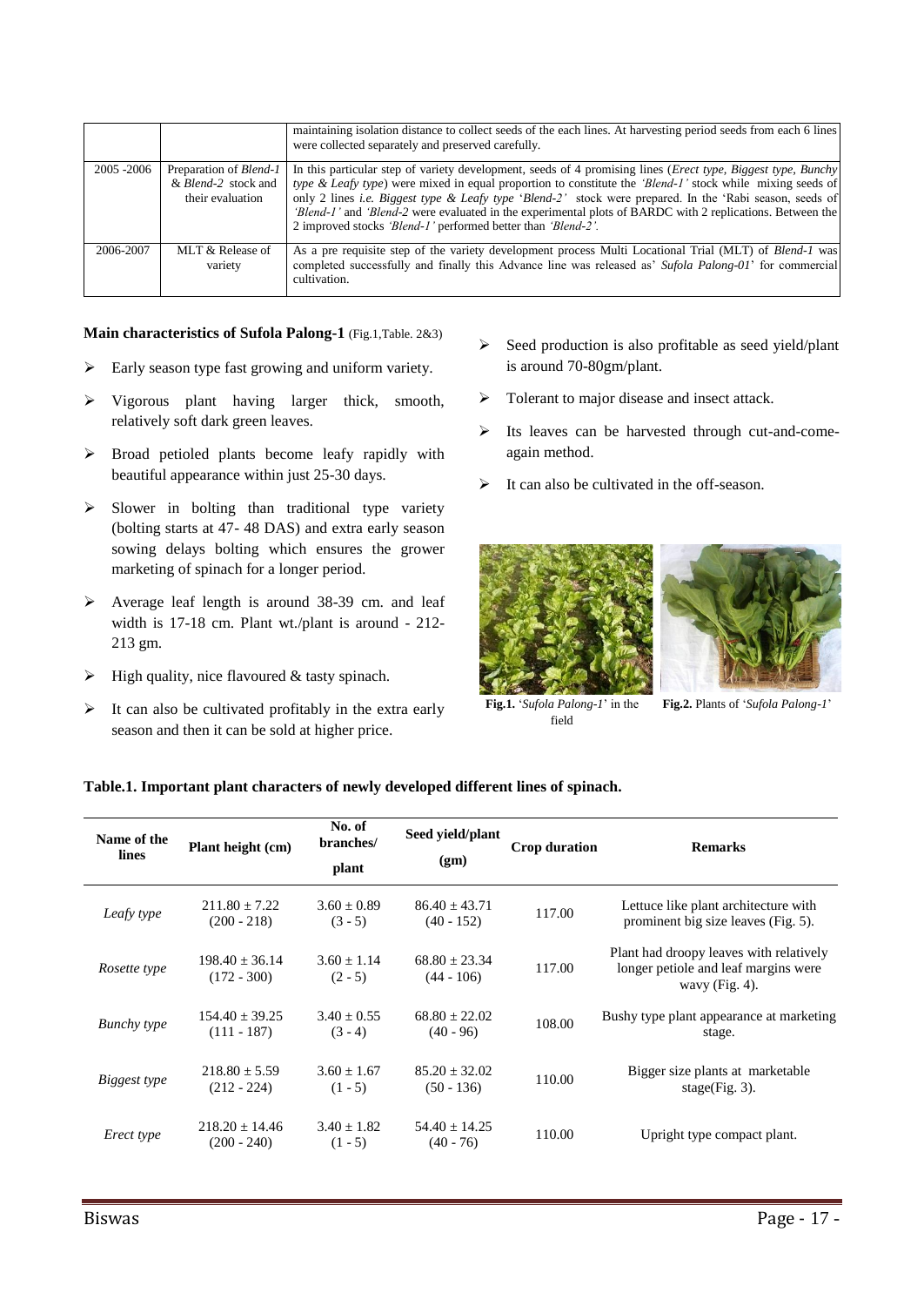|  |  | maintaining isolation distance to collect seeds of the each lines. At harvesting period seeds from each 6 lines were collected separately and preserved carefully. |
|---|---|---|
| 2005 -2006 | Preparation of *Blend-1* & *Blend-2* stock and their evaluation | In this particular step of variety development, seeds of 4 promising lines (*Erect type, Biggest type, Bunchy type & Leafy type*) were mixed in equal proportion to constitute the *'Blend-1'* stock while mixing seeds of only 2 lines *i.e. Biggest type & Leafy type* '*Blend-2*' stock were prepared. In the 'Rabi season, seeds of *'Blend-1'* and *'Blend-2* were evaluated in the experimental plots of BARDC with 2 replications. Between the 2 improved stocks *'Blend-1'* performed better than *'Blend-2'*. |
| 2006-2007 | MLT & Release of variety | As a pre requisite step of the variety development process Multi Locational Trial (MLT) of *Blend-1* was completed successfully and finally this Advance line was released as' *Sufola Palong-01*' for commercial cultivation. |

**Main characteristics of Sufola Palong-1** (Fig.1,Table. 2&3)

- Early season type fast growing and uniform variety.
- Vigorous plant having larger thick, smooth, relatively soft dark green leaves.
- Broad petioled plants become leafy rapidly with beautiful appearance within just 25-30 days.
- Slower in bolting than traditional type variety (bolting starts at 47- 48 DAS) and extra early season sowing delays bolting which ensures the grower marketing of spinach for a longer period.
- Average leaf length is around 38-39 cm. and leaf width is 17-18 cm. Plant wt./plant is around - 212-213 gm.
- High quality, nice flavoured & tasty spinach.
- It can also be cultivated profitably in the extra early season and then it can be sold at higher price.
- Seed production is also profitable as seed yield/plant is around 70-80gm/plant.
- Tolerant to major disease and insect attack.
- Its leaves can be harvested through cut-and-come-again method.
- It can also be cultivated in the off-season.

**Fig.1.** '*Sufola Palong-1*' in the field

**Fig.2.** Plants of '*Sufola Palong-1*'

**Table.1. Important plant characters of newly developed different lines of spinach.**

| Name of the lines | Plant height (cm) | No. of branches/ plant | Seed yield/plant (gm) | Crop duration | Remarks |
|---|---|---|---|---|---|
| *Leafy type* | 211.80 ± 7.22 (200 - 218) | 3.60 ± 0.89 (3 - 5) | 86.40 ± 43.71 (40 - 152) | 117.00 | Lettuce like plant architecture with prominent big size leaves (Fig. 5). |
| *Rosette type* | 198.40 ± 36.14 (172 - 300) | 3.60 ± 1.14 (2 - 5) | 68.80 ± 23.34 (44 - 106) | 117.00 | Plant had droopy leaves with relatively longer petiole and leaf margins were wavy (Fig. 4). |
| *Bunchy type* | 154.40 ± 39.25 (111 - 187) | 3.40 ± 0.55 (3 - 4) | 68.80 ± 22.02 (40 - 96) | 108.00 | Bushy type plant appearance at marketing stage. |
| *Biggest type* | 218.80 ± 5.59 (212 - 224) | 3.60 ± 1.67 (1 - 5) | 85.20 ± 32.02 (50 - 136) | 110.00 | Bigger size plants at marketable stage(Fig. 3). |
| *Erect type* | 218.20 ± 14.46 (200 - 240) | 3.40 ± 1.82 (1 - 5) | 54.40 ± 14.25 (40 - 76) | 110.00 | Upright type compact plant. |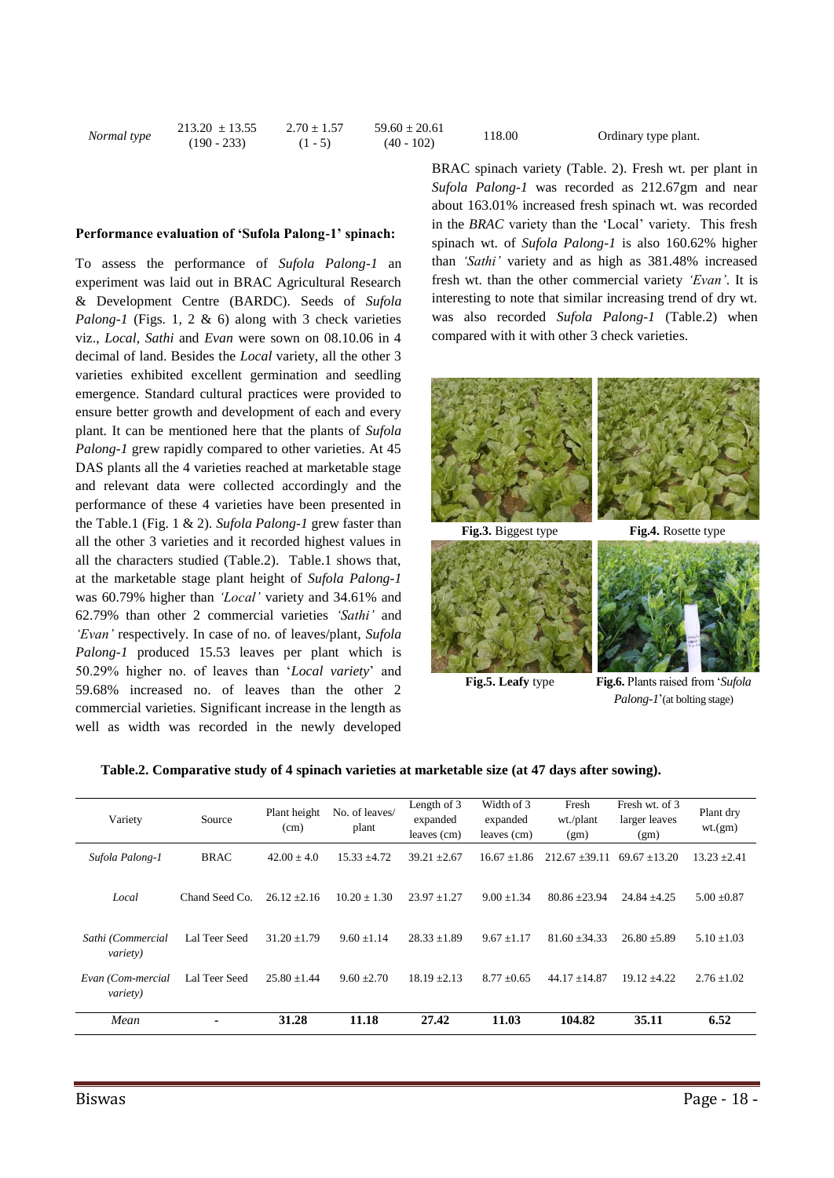| Normal type | 213.20 ± 13.55 (190 - 233) | 2.70 ± 1.57 (1 - 5) | 59.60 ± 20.61 (40 - 102) | 118.00 | Ordinary type plant. |
|---|---|---|---|---|---|

### Performance evaluation of 'Sufola Palong-1' spinach:

To assess the performance of *Sufola Palong-1* an experiment was laid out in BRAC Agricultural Research & Development Centre (BARDC). Seeds of *Sufola Palong-1* (Figs. 1, 2 & 6) along with 3 check varieties viz., *Local, Sathi* and *Evan* were sown on 08.10.06 in 4 decimal of land. Besides the *Local* variety, all the other 3 varieties exhibited excellent germination and seedling emergence. Standard cultural practices were provided to ensure better growth and development of each and every plant. It can be mentioned here that the plants of *Sufola Palong-1* grew rapidly compared to other varieties. At 45 DAS plants all the 4 varieties reached at marketable stage and relevant data were collected accordingly and the performance of these 4 varieties have been presented in the Table.1 (Fig. 1 & 2). *Sufola Palong-1* grew faster than all the other 3 varieties and it recorded highest values in all the characters studied (Table.2). Table.1 shows that, at the marketable stage plant height of *Sufola Palong-1* was 60.79% higher than *'Local'* variety and 34.61% and 62.79% than other 2 commercial varieties *'Sathi'* and *'Evan'* respectively. In case of no. of leaves/plant, *Sufola Palong-1* produced 15.53 leaves per plant which is 50.29% higher no. of leaves than '*Local variety*' and 59.68% increased no. of leaves than the other 2 commercial varieties. Significant increase in the length as well as width was recorded in the newly developed BRAC spinach variety (Table. 2). Fresh wt. per plant in *Sufola Palong-1* was recorded as 212.67gm and near about 163.01% increased fresh spinach wt. was recorded in the *BRAC* variety than the 'Local' variety. This fresh spinach wt. of *Sufola Palong-1* is also 160.62% higher than *'Sathi'* variety and as high as 381.48% increased fresh wt. than the other commercial variety *'Evan'*. It is interesting to note that similar increasing trend of dry wt. was also recorded *Sufola Palong-1* (Table.2) when compared with it with other 3 check varieties.

**Fig.3.** Biggest type

**Fig.4.** Rosette type

**Fig.5. Leafy** type

**Fig.6.** Plants raised from '*Sufola Palong-1*'(at bolting stage)

**Table.2. Comparative study of 4 spinach varieties at marketable size (at 47 days after sowing).**

| Variety | Source | Plant height (cm) | No. of leaves/ plant | Length of 3 expanded leaves (cm) | Width of 3 expanded leaves (cm) | Fresh wt./plant (gm) | Fresh wt. of 3 larger leaves (gm) | Plant dry wt.(gm) |
|---|---|---|---|---|---|---|---|---|
| *Sufola Palong-1* | BRAC | 42.00 ± 4.0 | 15.33 ±4.72 | 39.21 ±2.67 | 16.67 ±1.86 | 212.67 ±39.11 | 69.67 ±13.20 | 13.23 ±2.41 |
| *Local* | Chand Seed Co. | 26.12 ±2.16 | 10.20 ± 1.30 | 23.97 ±1.27 | 9.00 ±1.34 | 80.86 ±23.94 | 24.84 ±4.25 | 5.00 ±0.87 |
| *Sathi (Commercial variety)* | Lal Teer Seed | 31.20 ±1.79 | 9.60 ±1.14 | 28.33 ±1.89 | 9.67 ±1.17 | 81.60 ±34.33 | 26.80 ±5.89 | 5.10 ±1.03 |
| *Evan (Com-mercial variety)* | Lal Teer Seed | 25.80 ±1.44 | 9.60 ±2.70 | 18.19 ±2.13 | 8.77 ±0.65 | 44.17 ±14.87 | 19.12 ±4.22 | 2.76 ±1.02 |
| *Mean* | - | **31.28** | **11.18** | **27.42** | **11.03** | **104.82** | **35.11** | **6.52** |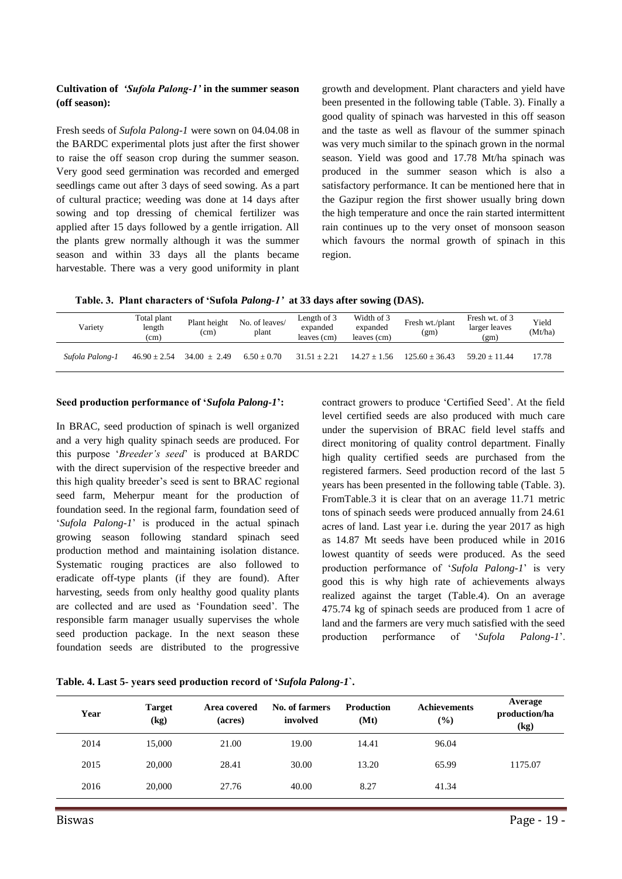**Cultivation of *'Sufola Palong-1'* in the summer season (off season):**

Fresh seeds of *Sufola Palong-1* were sown on 04.04.08 in the BARDC experimental plots just after the first shower to raise the off season crop during the summer season. Very good seed germination was recorded and emerged seedlings came out after 3 days of seed sowing. As a part of cultural practice; weeding was done at 14 days after sowing and top dressing of chemical fertilizer was applied after 15 days followed by a gentle irrigation. All the plants grew normally although it was the summer season and within 33 days all the plants became harvestable. There was a very good uniformity in plant growth and development. Plant characters and yield have been presented in the following table (Table. 3). Finally a good quality of spinach was harvested in this off season and the taste as well as flavour of the summer spinach was very much similar to the spinach grown in the normal season. Yield was good and 17.78 Mt/ha spinach was produced in the summer season which is also a satisfactory performance. It can be mentioned here that in the Gazipur region the first shower usually bring down the high temperature and once the rain started intermittent rain continues up to the very onset of monsoon season which favours the normal growth of spinach in this region.

**Table. 3. Plant characters of 'Sufola *Palong-1'* at 33 days after sowing (DAS).**

| Variety | Total plant length (cm) | Plant height (cm) | No. of leaves/ plant | Length of 3 expanded leaves (cm) | Width of 3 expanded leaves (cm) | Fresh wt./plant (gm) | Fresh wt. of 3 larger leaves (gm) | Yield (Mt/ha) |
|---|---|---|---|---|---|---|---|---|
| *Sufola Palong-1* | 46.90 ± 2.54 | 34.00 ± 2.49 | 6.50 ± 0.70 | 31.51 ± 2.21 | 14.27 ± 1.56 | 125.60 ± 36.43 | 59.20 ± 11.44 | 17.78 |

**Seed production performance of '*Sufola Palong-1*':**

In BRAC, seed production of spinach is well organized and a very high quality spinach seeds are produced. For this purpose '*Breeder's seed*' is produced at BARDC with the direct supervision of the respective breeder and this high quality breeder's seed is sent to BRAC regional seed farm, Meherpur meant for the production of foundation seed. In the regional farm, foundation seed of '*Sufola Palong-1*' is produced in the actual spinach growing season following standard spinach seed production method and maintaining isolation distance. Systematic rouging practices are also followed to eradicate off-type plants (if they are found). After harvesting, seeds from only healthy good quality plants are collected and are used as 'Foundation seed'. The responsible farm manager usually supervises the whole seed production package. In the next season these foundation seeds are distributed to the progressive contract growers to produce 'Certified Seed'. At the field level certified seeds are also produced with much care under the supervision of BRAC field level staffs and direct monitoring of quality control department. Finally high quality certified seeds are purchased from the registered farmers. Seed production record of the last 5 years has been presented in the following table (Table. 3). FromTable.3 it is clear that on an average 11.71 metric tons of spinach seeds were produced annually from 24.61 acres of land. Last year i.e. during the year 2017 as high as 14.87 Mt seeds have been produced while in 2016 lowest quantity of seeds were produced. As the seed production performance of '*Sufola Palong-1*' is very good this is why high rate of achievements always realized against the target (Table.4). On an average 475.74 kg of spinach seeds are produced from 1 acre of land and the farmers are very much satisfied with the seed production performance of '*Sufola Palong-1*'.

**Table. 4. Last 5- years seed production record of '*Sufola Palong-1*`.**

| Year | Target (kg) | Area covered (acres) | No. of farmers involved | Production (Mt) | Achievements (%) | Average production/ha (kg) |
|---|---|---|---|---|---|---|
| 2014 | 15,000 | 21.00 | 19.00 | 14.41 | 96.04 | |
| 2015 | 20,000 | 28.41 | 30.00 | 13.20 | 65.99 | 1175.07 |
| 2016 | 20,000 | 27.76 | 40.00 | 8.27 | 41.34 | |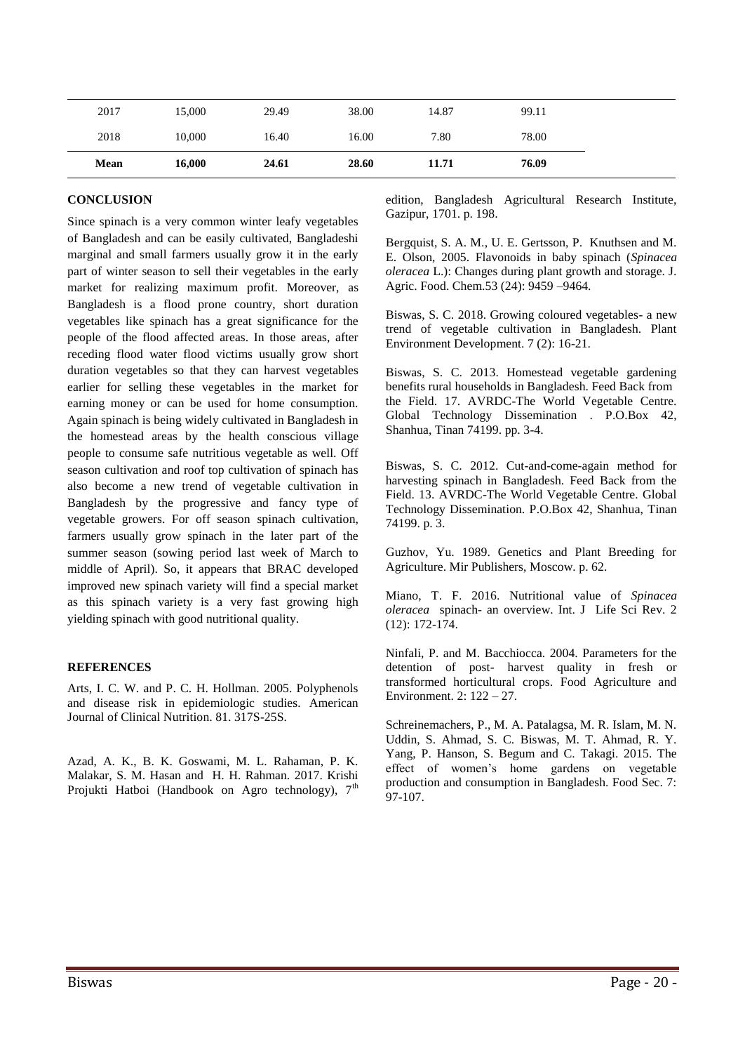| | | | | | |
|---|---|---|---|---|---|
| 2017 | 15,000 | 29.49 | 38.00 | 14.87 | 99.11 |
| 2018 | 10,000 | 16.40 | 16.00 | 7.80 | 78.00 |
| **Mean** | **16,000** | **24.61** | **28.60** | **11.71** | **76.09** |

## CONCLUSION

Since spinach is a very common winter leafy vegetables of Bangladesh and can be easily cultivated, Bangladeshi marginal and small farmers usually grow it in the early part of winter season to sell their vegetables in the early market for realizing maximum profit. Moreover, as Bangladesh is a flood prone country, short duration vegetables like spinach has a great significance for the people of the flood affected areas. In those areas, after receding flood water flood victims usually grow short duration vegetables so that they can harvest vegetables earlier for selling these vegetables in the market for earning money or can be used for home consumption. Again spinach is being widely cultivated in Bangladesh in the homestead areas by the health conscious village people to consume safe nutritious vegetable as well. Off season cultivation and roof top cultivation of spinach has also become a new trend of vegetable cultivation in Bangladesh by the progressive and fancy type of vegetable growers. For off season spinach cultivation, farmers usually grow spinach in the later part of the summer season (sowing period last week of March to middle of April). So, it appears that BRAC developed improved new spinach variety will find a special market as this spinach variety is a very fast growing high yielding spinach with good nutritional quality.

## REFERENCES

Arts, I. C. W. and P. C. H. Hollman. 2005. Polyphenols and disease risk in epidemiologic studies. American Journal of Clinical Nutrition. 81. 317S-25S.

Azad, A. K., B. K. Goswami, M. L. Rahaman, P. K. Malakar, S. M. Hasan and H. H. Rahman. 2017. Krishi Projukti Hatboi (Handbook on Agro technology), 7th edition, Bangladesh Agricultural Research Institute, Gazipur, 1701. p. 198.

Bergquist, S. A. M., U. E. Gertsson, P. Knuthsen and M. E. Olson, 2005. Flavonoids in baby spinach (*Spinacea oleracea* L.): Changes during plant growth and storage. J. Agric. Food. Chem.53 (24): 9459 –9464.

Biswas, S. C. 2018. Growing coloured vegetables- a new trend of vegetable cultivation in Bangladesh. Plant Environment Development. 7 (2): 16-21.

Biswas, S. C. 2013. Homestead vegetable gardening benefits rural households in Bangladesh. Feed Back from the Field. 17. AVRDC-The World Vegetable Centre. Global Technology Dissemination . P.O.Box 42, Shanhua, Tinan 74199. pp. 3-4.

Biswas, S. C. 2012. Cut-and-come-again method for harvesting spinach in Bangladesh. Feed Back from the Field. 13. AVRDC-The World Vegetable Centre. Global Technology Dissemination. P.O.Box 42, Shanhua, Tinan 74199. p. 3.

Guzhov, Yu. 1989. Genetics and Plant Breeding for Agriculture. Mir Publishers, Moscow. p. 62.

Miano, T. F. 2016. Nutritional value of *Spinacea oleracea* spinach- an overview. Int. J Life Sci Rev. 2 (12): 172-174.

Ninfali, P. and M. Bacchiocca. 2004. Parameters for the detention of post- harvest quality in fresh or transformed horticultural crops. Food Agriculture and Environment. 2: 122 – 27.

Schreinemachers, P., M. A. Patalagsa, M. R. Islam, M. N. Uddin, S. Ahmad, S. C. Biswas, M. T. Ahmad, R. Y. Yang, P. Hanson, S. Begum and C. Takagi. 2015. The effect of women's home gardens on vegetable production and consumption in Bangladesh. Food Sec. 7: 97-107.